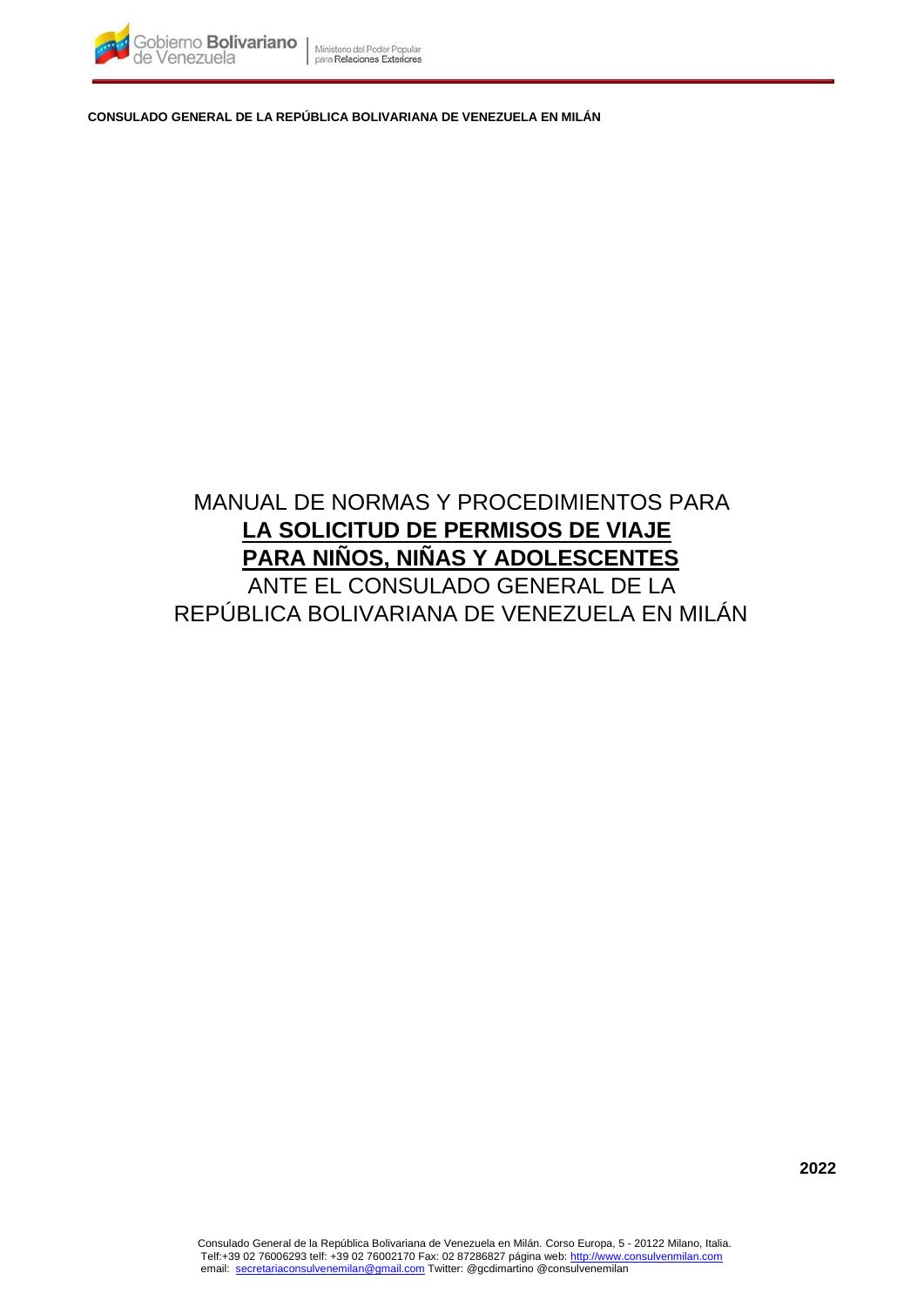**CONSULADO GENERAL DE LA REPÚBLICA BOLIVARIANA DE VENEZUELA EN MILÁN**

# MANUAL DE NORMAS Y PROCEDIMIENTOS PARA **LA SOLICITUD DE PERMISOS DE VIAJE PARA NIÑOS, NIÑAS Y ADOLESCENTES** ANTE EL CONSULADO GENERAL DE LA REPÚBLICA BOLIVARIANA DE VENEZUELA EN MILÁN

**2022**

Consulado General de la República Bolivariana de Venezuela en Milán. Corso Europa, 5 - 20122 Milano, Italia.
Telf:+39 02 76006293 telf: +39 02 76002170 Fax: 02 87286827 página web: http://www.consulvenmilan.com
email: secretariaconsulvenemilan@gmail.com Twitter: @gcdimartino @consulvenemilan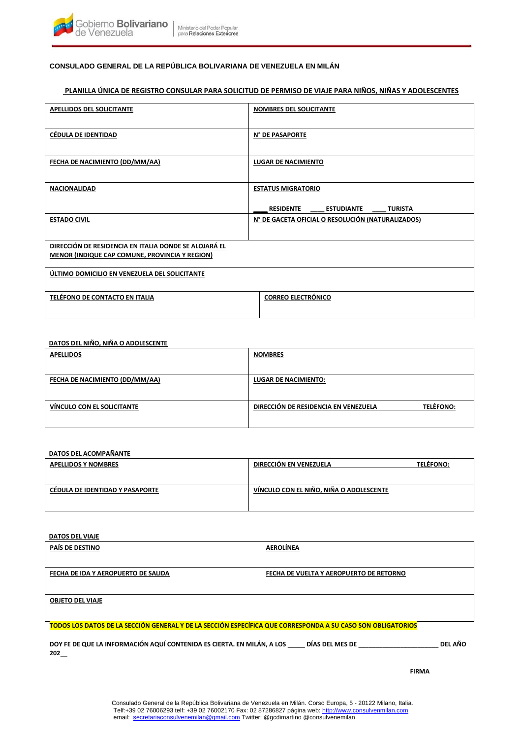Gobierno Bolivariano de Venezuela | Ministerio del Poder Popular para Relaciones Exteriores

### CONSULADO GENERAL DE LA REPÚBLICA BOLIVARIANA DE VENEZUELA EN MILÁN

## PLANILLA ÚNICA DE REGISTRO CONSULAR PARA SOLICITUD DE PERMISO DE VIAJE PARA NIÑOS, NIÑAS Y ADOLESCENTES

| APELLIDOS DEL SOLICITANTE | NOMBRES DEL SOLICITANTE |
|---|---|
| CÉDULA DE IDENTIDAD | N° DE PASAPORTE |
| FECHA DE NACIMIENTO (DD/MM/AA) | LUGAR DE NACIMIENTO |
| NACIONALIDAD | ESTATUS MIGRATORIO<br>____ RESIDENTE ____ ESTUDIANTE ____ TURISTA |
| ESTADO CIVIL | N° DE GACETA OFICIAL O RESOLUCIÓN (NATURALIZADOS) |
| DIRECCIÓN DE RESIDENCIA EN ITALIA DONDE SE ALOJARÁ EL MENOR (INDIQUE CAP COMUNE, PROVINCIA Y REGION) | |
| ÚLTIMO DOMICILIO EN VENEZUELA DEL SOLICITANTE | |
| TELÉFONO DE CONTACTO EN ITALIA | CORREO ELECTRÓNICO |

**DATOS DEL NIÑO, NIÑA O ADOLESCENTE**

| APELLIDOS | NOMBRES |
|---|---|
| FECHA DE NACIMIENTO (DD/MM/AA) | LUGAR DE NACIMIENTO: |
| VÍNCULO CON EL SOLICITANTE | DIRECCIÓN DE RESIDENCIA EN VENEZUELA TELÉFONO: |

**DATOS DEL ACOMPAÑANTE**

| APELLIDOS Y NOMBRES | DIRECCIÓN EN VENEZUELA TELÉFONO: |
|---|---|
| CÉDULA DE IDENTIDAD Y PASAPORTE | VÍNCULO CON EL NIÑO, NIÑA O ADOLESCENTE |

**DATOS DEL VIAJE**

| PAÍS DE DESTINO | AEROLÍNEA |
|---|---|
| FECHA DE IDA Y AEROPUERTO DE SALIDA | FECHA DE VUELTA Y AEROPUERTO DE RETORNO |
| OBJETO DEL VIAJE | |

**TODOS LOS DATOS DE LA SECCIÓN GENERAL Y DE LA SECCIÓN ESPECÍFICA QUE CORRESPONDA A SU CASO SON OBLIGATORIOS**

**DOY FE DE QUE LA INFORMACIÓN AQUÍ CONTENIDA ES CIERTA. EN MILÁN, A LOS _____ DÍAS DEL MES DE ______________________ DEL AÑO 202__**

**FIRMA**

Consulado General de la República Bolivariana de Venezuela en Milán. Corso Europa, 5 - 20122 Milano, Italia. Telf:+39 02 76006293 telf: +39 02 76002170 Fax: 02 87286827 página web: http://www.consulvenmilan.com email: secretariaconsulvenemilan@gmail.com Twitter: @gcdimartino @consulvenemilan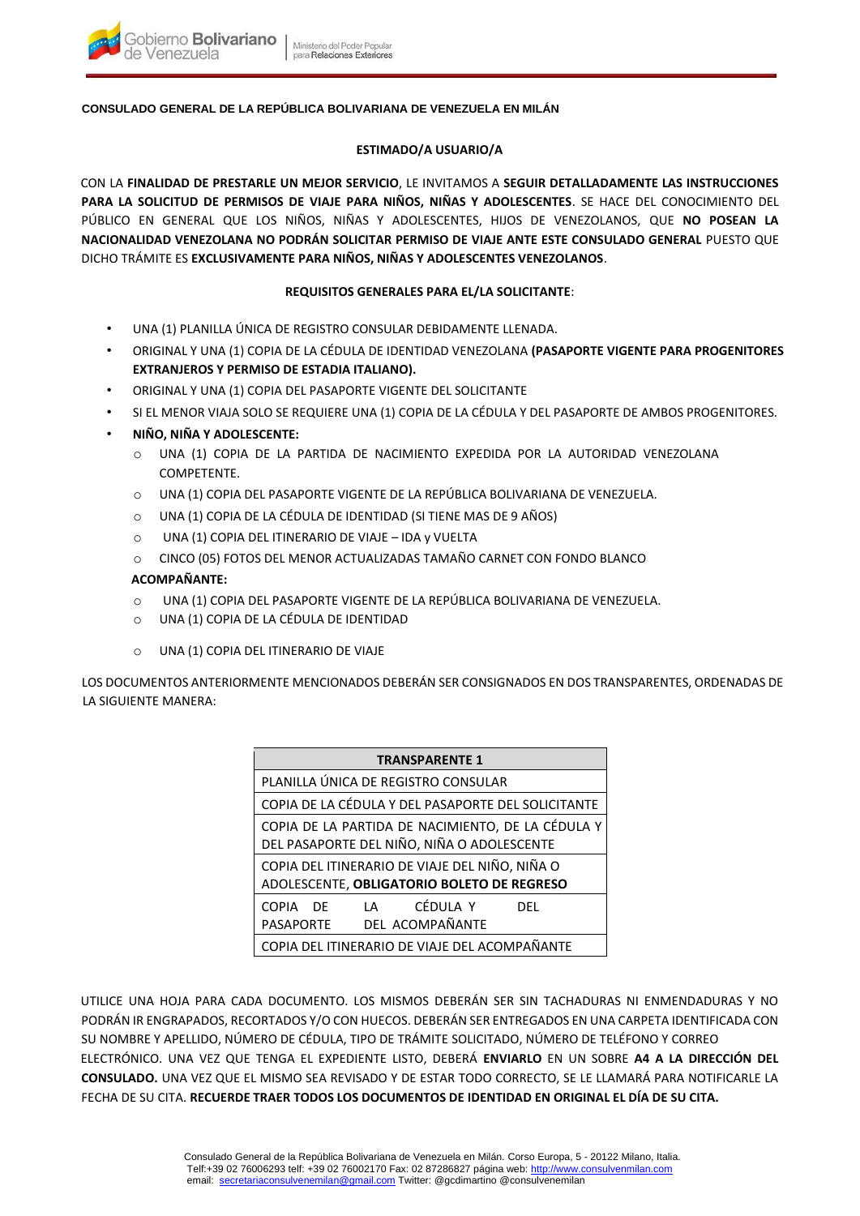CONSULADO GENERAL DE LA REPÚBLICA BOLIVARIANA DE VENEZUELA EN MILÁN

**ESTIMADO/A USUARIO/A**

CON LA **FINALIDAD DE PRESTARLE UN MEJOR SERVICIO**, LE INVITAMOS A **SEGUIR DETALLADAMENTE LAS INSTRUCCIONES PARA LA SOLICITUD DE PERMISOS DE VIAJE PARA NIÑOS, NIÑAS Y ADOLESCENTES**. SE HACE DEL CONOCIMIENTO DEL PÚBLICO EN GENERAL QUE LOS NIÑOS, NIÑAS Y ADOLESCENTES, HIJOS DE VENEZOLANOS, QUE **NO POSEAN LA NACIONALIDAD VENEZOLANA NO PODRÁN SOLICITAR PERMISO DE VIAJE ANTE ESTE CONSULADO GENERAL** PUESTO QUE DICHO TRÁMITE ES **EXCLUSIVAMENTE PARA NIÑOS, NIÑAS Y ADOLESCENTES VENEZOLANOS**.

**REQUISITOS GENERALES PARA EL/LA SOLICITANTE**:

- UNA (1) PLANILLA ÚNICA DE REGISTRO CONSULAR DEBIDAMENTE LLENADA.
- ORIGINAL Y UNA (1) COPIA DE LA CÉDULA DE IDENTIDAD VENEZOLANA **(PASAPORTE VIGENTE PARA PROGENITORES EXTRANJEROS Y PERMISO DE ESTADIA ITALIANO).**
- ORIGINAL Y UNA (1) COPIA DEL PASAPORTE VIGENTE DEL SOLICITANTE
- SI EL MENOR VIAJA SOLO SE REQUIERE UNA (1) COPIA DE LA CÉDULA Y DEL PASAPORTE DE AMBOS PROGENITORES.
- **NIÑO, NIÑA Y ADOLESCENTE:**
  - UNA (1) COPIA DE LA PARTIDA DE NACIMIENTO EXPEDIDA POR LA AUTORIDAD VENEZOLANA COMPETENTE.
  - UNA (1) COPIA DEL PASAPORTE VIGENTE DE LA REPÚBLICA BOLIVARIANA DE VENEZUELA.
  - UNA (1) COPIA DE LA CÉDULA DE IDENTIDAD (SI TIENE MAS DE 9 AÑOS)
  - UNA (1) COPIA DEL ITINERARIO DE VIAJE – IDA y VUELTA
  - CINCO (05) FOTOS DEL MENOR ACTUALIZADAS TAMAÑO CARNET CON FONDO BLANCO

  **ACOMPAÑANTE:**
  - UNA (1) COPIA DEL PASAPORTE VIGENTE DE LA REPÚBLICA BOLIVARIANA DE VENEZUELA.
  - UNA (1) COPIA DE LA CÉDULA DE IDENTIDAD
  - UNA (1) COPIA DEL ITINERARIO DE VIAJE

LOS DOCUMENTOS ANTERIORMENTE MENCIONADOS DEBERÁN SER CONSIGNADOS EN DOS TRANSPARENTES, ORDENADAS DE LA SIGUIENTE MANERA:

| **TRANSPARENTE 1** |
|---|
| PLANILLA ÚNICA DE REGISTRO CONSULAR |
| COPIA DE LA CÉDULA Y DEL PASAPORTE DEL SOLICITANTE |
| COPIA DE LA PARTIDA DE NACIMIENTO, DE LA CÉDULA Y DEL PASAPORTE DEL NIÑO, NIÑA O ADOLESCENTE |
| COPIA DEL ITINERARIO DE VIAJE DEL NIÑO, NIÑA O ADOLESCENTE, **OBLIGATORIO BOLETO DE REGRESO** |
| COPIA DE LA CÉDULA Y DEL PASAPORTE DEL ACOMPAÑANTE |
| COPIA DEL ITINERARIO DE VIAJE DEL ACOMPAÑANTE |

UTILICE UNA HOJA PARA CADA DOCUMENTO. LOS MISMOS DEBERÁN SER SIN TACHADURAS NI ENMENDADURAS Y NO PODRÁN IR ENGRAPADOS, RECORTADOS Y/O CON HUECOS. DEBERÁN SER ENTREGADOS EN UNA CARPETA IDENTIFICADA CON SU NOMBRE Y APELLIDO, NÚMERO DE CÉDULA, TIPO DE TRÁMITE SOLICITADO, NÚMERO DE TELÉFONO Y CORREO ELECTRÓNICO. UNA VEZ QUE TENGA EL EXPEDIENTE LISTO, DEBERÁ **ENVIARLO** EN UN SOBRE **A4 A LA DIRECCIÓN DEL CONSULADO.** UNA VEZ QUE EL MISMO SEA REVISADO Y DE ESTAR TODO CORRECTO, SE LE LLAMARÁ PARA NOTIFICARLE LA FECHA DE SU CITA. **RECUERDE TRAER TODOS LOS DOCUMENTOS DE IDENTIDAD EN ORIGINAL EL DÍA DE SU CITA.**